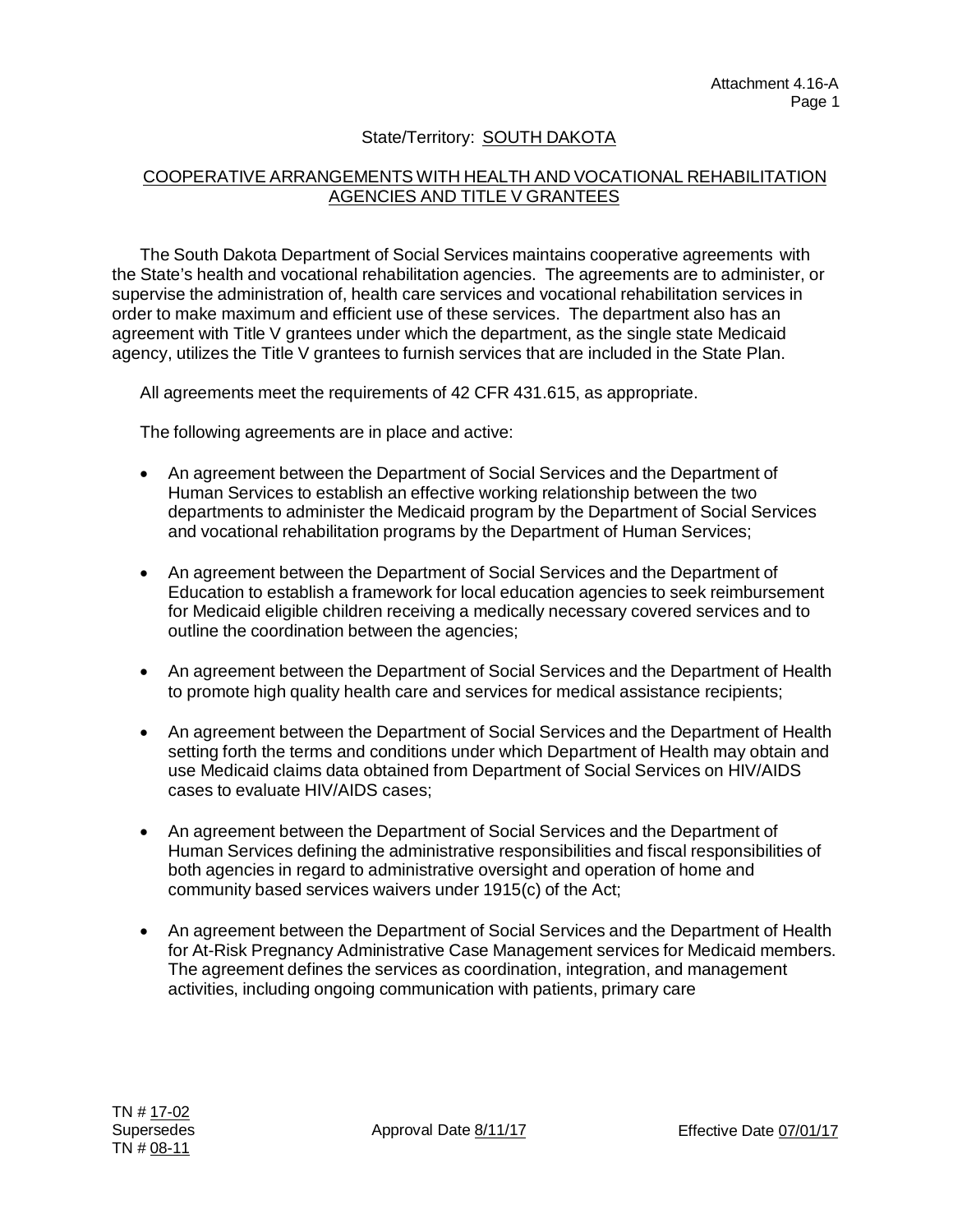State/Territory: SOUTH DAKOTA

## COOPERATIVE ARRANGEMENTS WITH HEALTH AND VOCATIONAL REHABILITATION AGENCIES AND TITLE V GRANTEES

The South Dakota Department of Social Services maintains cooperative agreements with the State's health and vocational rehabilitation agencies. The agreements are to administer, or supervise the administration of, health care services and vocational rehabilitation services in order to make maximum and efficient use of these services. The department also has an agreement with Title V grantees under which the department, as the single state Medicaid agency, utilizes the Title V grantees to furnish services that are included in the State Plan.

All agreements meet the requirements of 42 CFR 431.615, as appropriate.

The following agreements are in place and active:

- An agreement between the Department of Social Services and the Department of Human Services to establish an effective working relationship between the two departments to administer the Medicaid program by the Department of Social Services and vocational rehabilitation programs by the Department of Human Services;
- An agreement between the Department of Social Services and the Department of Education to establish a framework for local education agencies to seek reimbursement for Medicaid eligible children receiving a medically necessary covered services and to outline the coordination between the agencies;
- An agreement between the Department of Social Services and the Department of Health to promote high quality health care and services for medical assistance recipients;
- An agreement between the Department of Social Services and the Department of Health setting forth the terms and conditions under which Department of Health may obtain and use Medicaid claims data obtained from Department of Social Services on HIV/AIDS cases to evaluate HIV/AIDS cases;
- An agreement between the Department of Social Services and the Department of Human Services defining the administrative responsibilities and fiscal responsibilities of both agencies in regard to administrative oversight and operation of home and community based services waivers under 1915(c) of the Act;
- An agreement between the Department of Social Services and the Department of Health for At-Risk Pregnancy Administrative Case Management services for Medicaid members. The agreement defines the services as coordination, integration, and management activities, including ongoing communication with patients, primary care

TN # 17-02
Supersedes
TN # 08-11

Approval Date 8/11/17

Effective Date 07/01/17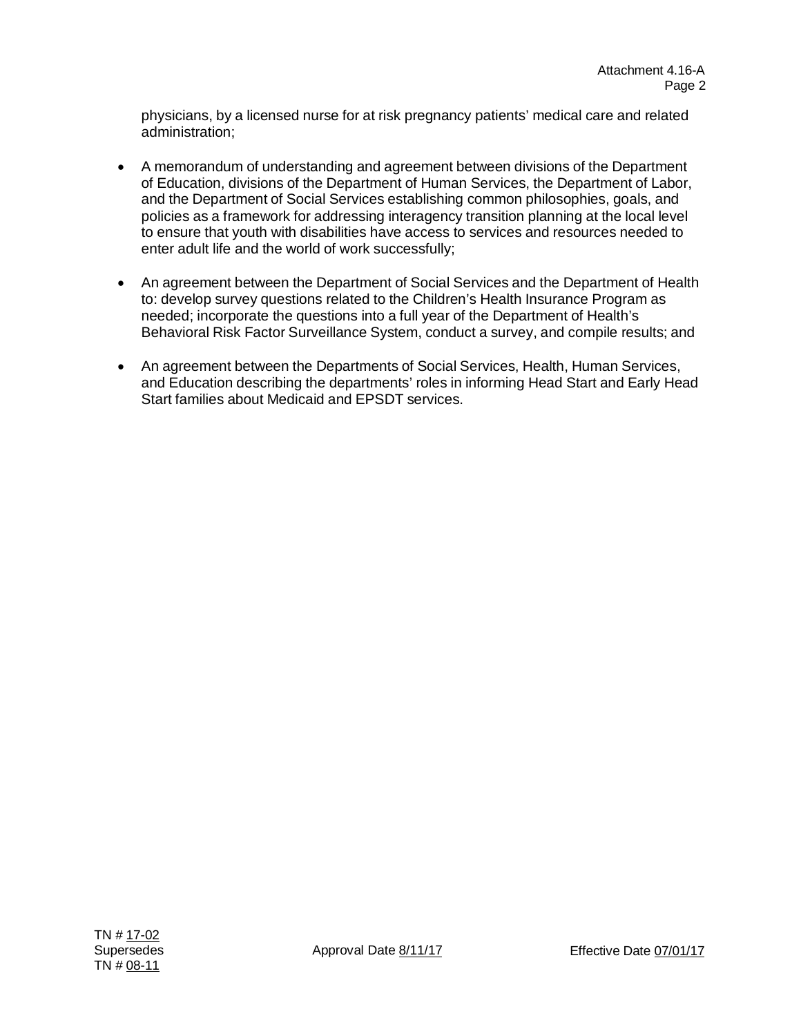physicians, by a licensed nurse for at risk pregnancy patients' medical care and related administration;

- A memorandum of understanding and agreement between divisions of the Department of Education, divisions of the Department of Human Services, the Department of Labor, and the Department of Social Services establishing common philosophies, goals, and policies as a framework for addressing interagency transition planning at the local level to ensure that youth with disabilities have access to services and resources needed to enter adult life and the world of work successfully;

- An agreement between the Department of Social Services and the Department of Health to: develop survey questions related to the Children's Health Insurance Program as needed; incorporate the questions into a full year of the Department of Health's Behavioral Risk Factor Surveillance System, conduct a survey, and compile results; and

- An agreement between the Departments of Social Services, Health, Human Services, and Education describing the departments' roles in informing Head Start and Early Head Start families about Medicaid and EPSDT services.

TN # 17-02
Supersedes
TN # 08-11

Approval Date 8/11/17

Effective Date 07/01/17